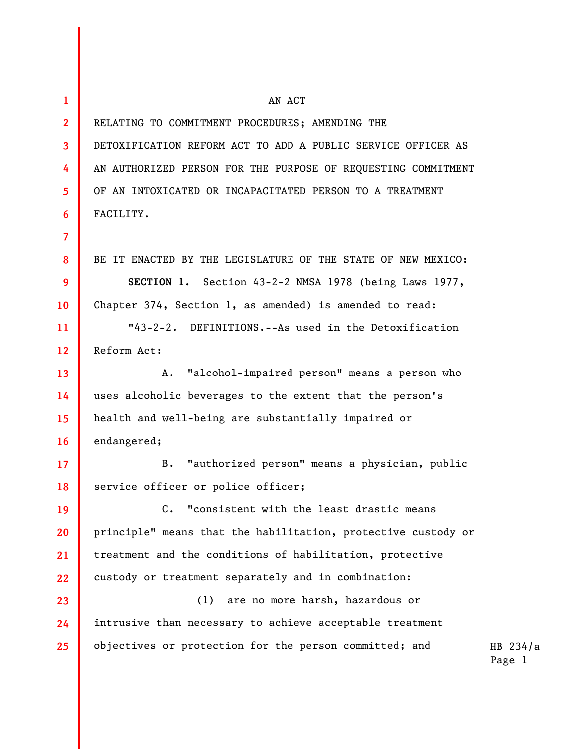AN ACT

RELATING TO COMMITMENT PROCEDURES; AMENDING THE DETOXIFICATION REFORM ACT TO ADD A PUBLIC SERVICE OFFICER AS AN AUTHORIZED PERSON FOR THE PURPOSE OF REQUESTING COMMITMENT OF AN INTOXICATED OR INCAPACITATED PERSON TO A TREATMENT FACILITY.

BE IT ENACTED BY THE LEGISLATURE OF THE STATE OF NEW MEXICO:

**SECTION 1.** Section 43-2-2 NMSA 1978 (being Laws 1977, Chapter 374, Section 1, as amended) is amended to read:

"43-2-2. DEFINITIONS.--As used in the Detoxification Reform Act:

A. "alcohol-impaired person" means a person who uses alcoholic beverages to the extent that the person's health and well-being are substantially impaired or endangered;

B. "authorized person" means a physician, public service officer or police officer;

C. "consistent with the least drastic means principle" means that the habilitation, protective custody or treatment and the conditions of habilitation, protective custody or treatment separately and in combination:

(1) are no more harsh, hazardous or intrusive than necessary to achieve acceptable treatment objectives or protection for the person committed; and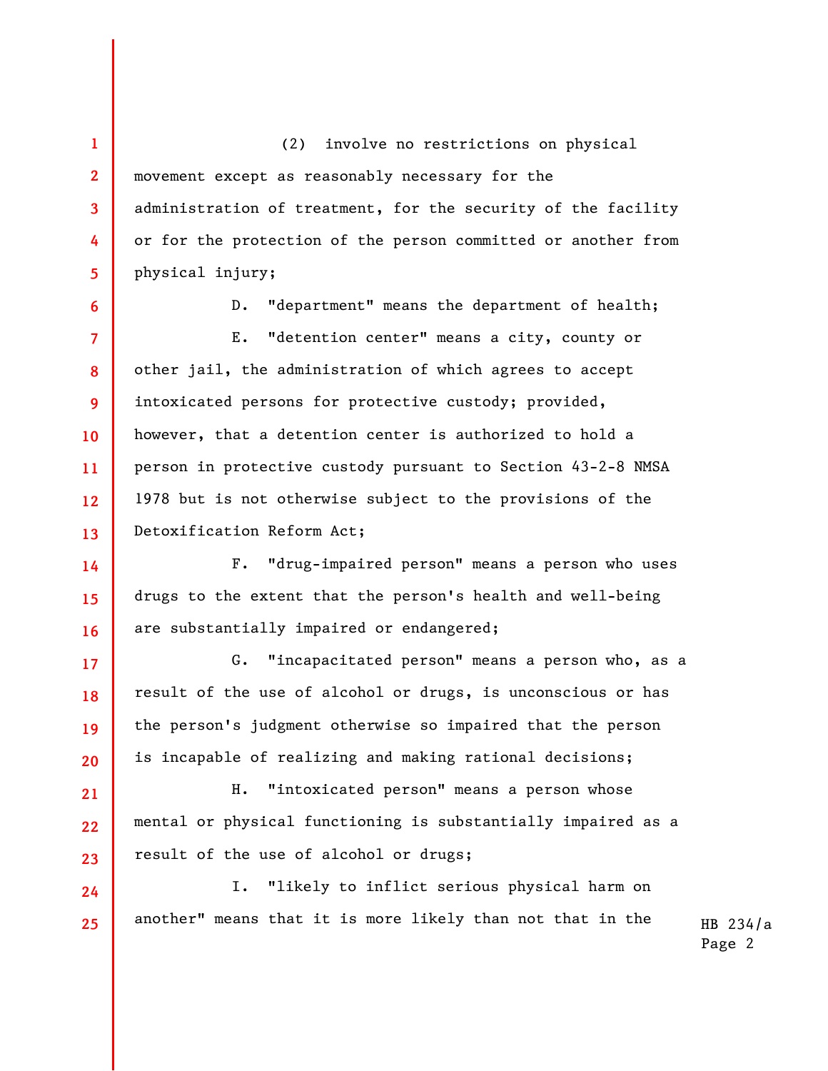(2) involve no restrictions on physical movement except as reasonably necessary for the administration of treatment, for the security of the facility or for the protection of the person committed or another from physical injury;

D. "department" means the department of health;

E. "detention center" means a city, county or other jail, the administration of which agrees to accept intoxicated persons for protective custody; provided, however, that a detention center is authorized to hold a person in protective custody pursuant to Section 43-2-8 NMSA 1978 but is not otherwise subject to the provisions of the Detoxification Reform Act;

F. "drug-impaired person" means a person who uses drugs to the extent that the person's health and well-being are substantially impaired or endangered;

G. "incapacitated person" means a person who, as a result of the use of alcohol or drugs, is unconscious or has the person's judgment otherwise so impaired that the person is incapable of realizing and making rational decisions;

H. "intoxicated person" means a person whose mental or physical functioning is substantially impaired as a result of the use of alcohol or drugs;

I. "likely to inflict serious physical harm on another" means that it is more likely than not that in the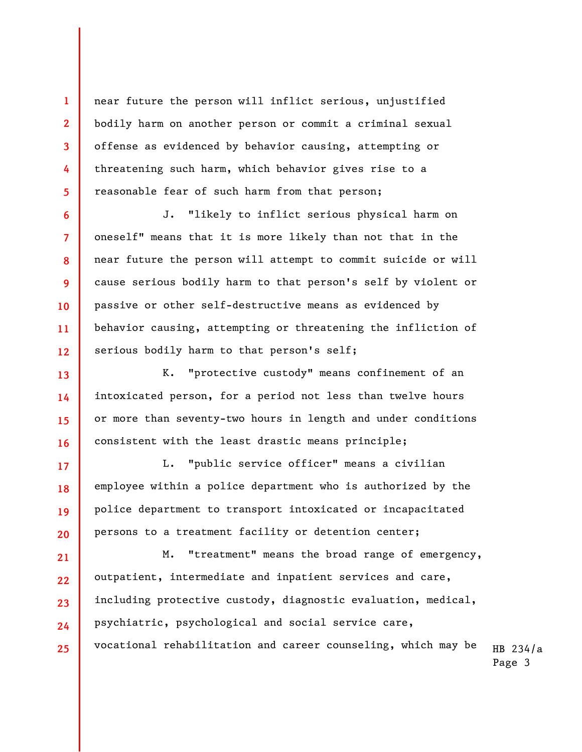near future the person will inflict serious, unjustified bodily harm on another person or commit a criminal sexual offense as evidenced by behavior causing, attempting or threatening such harm, which behavior gives rise to a reasonable fear of such harm from that person;

J. "likely to inflict serious physical harm on oneself" means that it is more likely than not that in the near future the person will attempt to commit suicide or will cause serious bodily harm to that person's self by violent or passive or other self-destructive means as evidenced by behavior causing, attempting or threatening the infliction of serious bodily harm to that person's self;

K. "protective custody" means confinement of an intoxicated person, for a period not less than twelve hours or more than seventy-two hours in length and under conditions consistent with the least drastic means principle;

L. "public service officer" means a civilian employee within a police department who is authorized by the police department to transport intoxicated or incapacitated persons to a treatment facility or detention center;

M. "treatment" means the broad range of emergency, outpatient, intermediate and inpatient services and care, including protective custody, diagnostic evaluation, medical, psychiatric, psychological and social service care, vocational rehabilitation and career counseling, which may be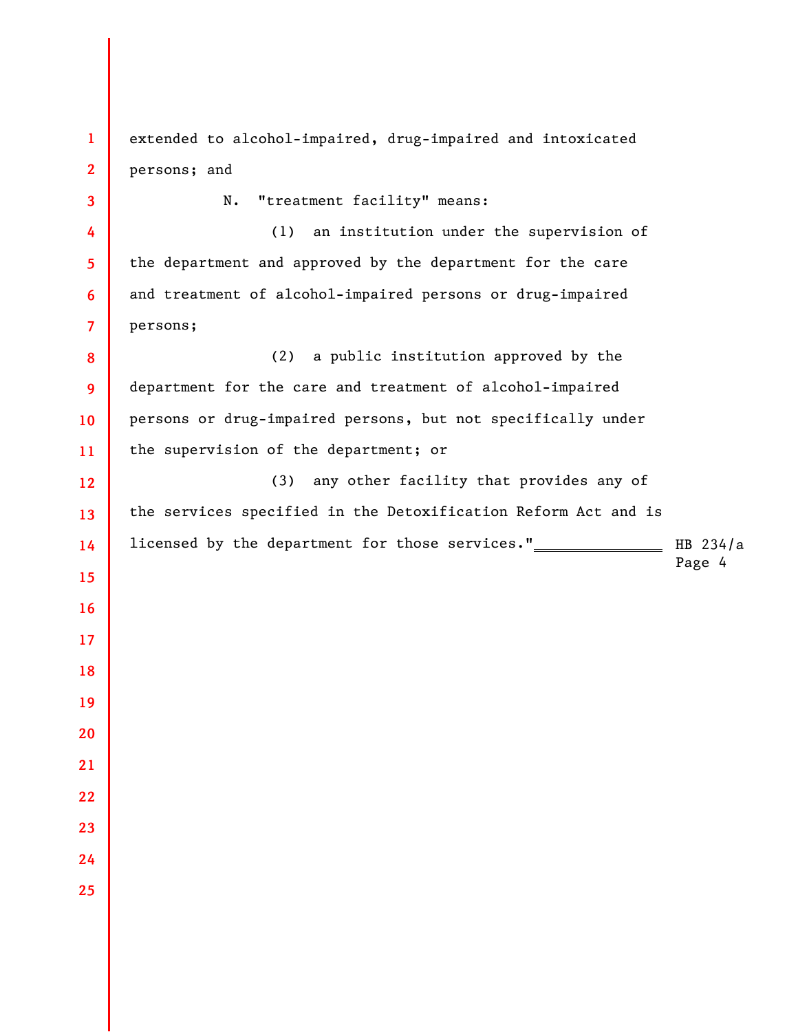extended to alcohol-impaired, drug-impaired and intoxicated persons; and

N. "treatment facility" means:

(1) an institution under the supervision of the department and approved by the department for the care and treatment of alcohol-impaired persons or drug-impaired persons;

(2) a public institution approved by the department for the care and treatment of alcohol-impaired persons or drug-impaired persons, but not specifically under the supervision of the department; or

(3) any other facility that provides any of the services specified in the Detoxification Reform Act and is licensed by the department for those services."

HB 234/a